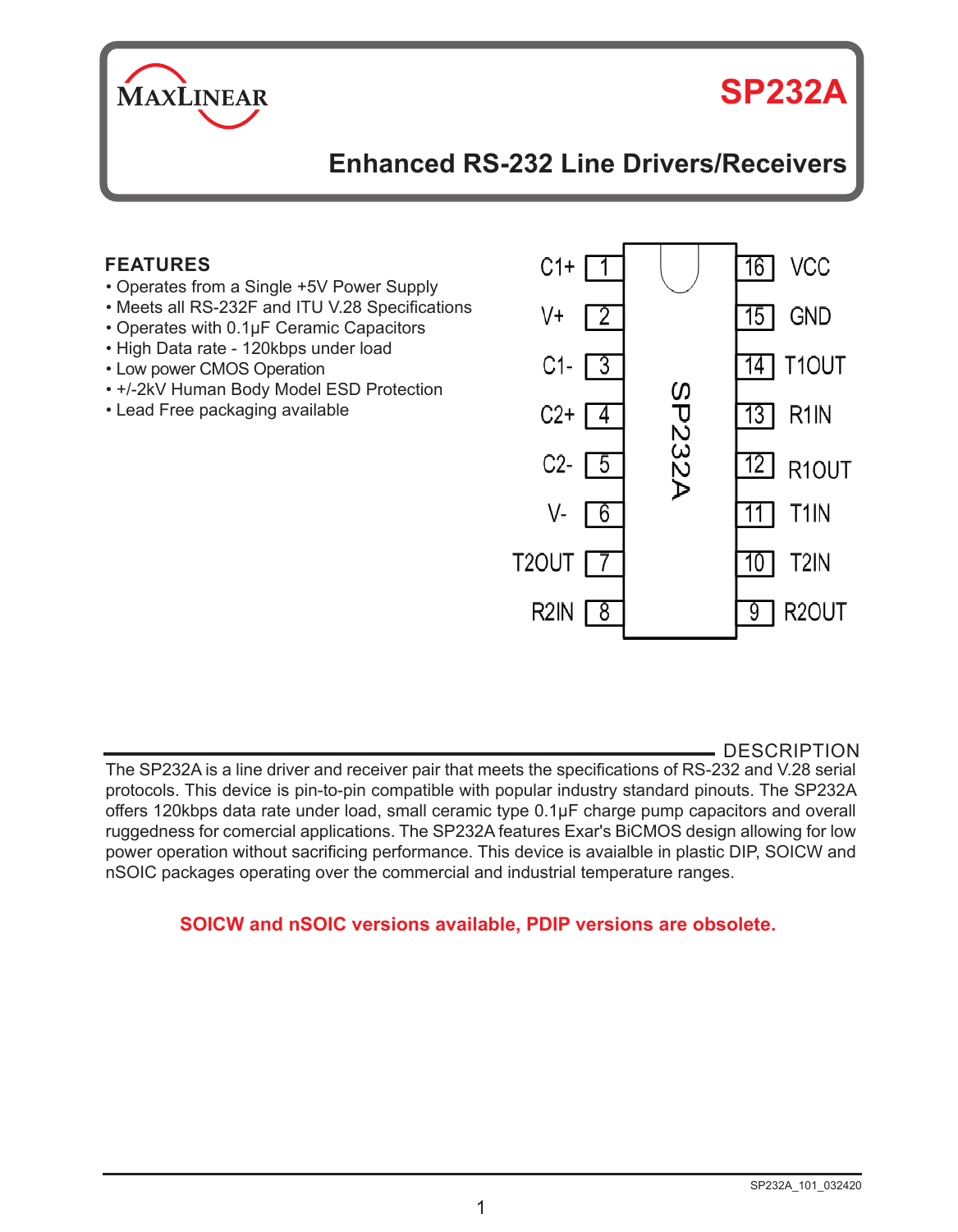# SP232A

## Enhanced RS-232 Line Drivers/Receivers

### FEATURES

- Operates from a Single +5V Power Supply
- Meets all RS-232F and ITU V.28 Specifications
- Operates with 0.1µF Ceramic Capacitors
- High Data rate - 120kbps under load
- Low power CMOS Operation
- +/-2kV Human Body Model ESD Protection
- Lead Free packaging available

| Pin | Name | Pin | Name |
|---|---|---|---|
| 1 | C1+ | 16 | VCC |
| 2 | V+ | 15 | GND |
| 3 | C1- | 14 | T1OUT |
| 4 | C2+ | 13 | R1IN |
| 5 | C2- | 12 | R1OUT |
| 6 | V- | 11 | T1IN |
| 7 | T2OUT | 10 | T2IN |
| 8 | R2IN | 9 | R2OUT |

### DESCRIPTION

The SP232A is a line driver and receiver pair that meets the specifications of RS-232 and V.28 serial protocols. This device is pin-to-pin compatible with popular industry standard pinouts. The SP232A offers 120kbps data rate under load, small ceramic type 0.1µF charge pump capacitors and overall ruggedness for comercial applications. The SP232A features Exar's BiCMOS design allowing for low power operation without sacrificing performance. This device is avaialble in plastic DIP, SOICW and nSOIC packages operating over the commercial and industrial temperature ranges.

**SOICW and nSOIC versions available, PDIP versions are obsolete.**

SP232A_101_032420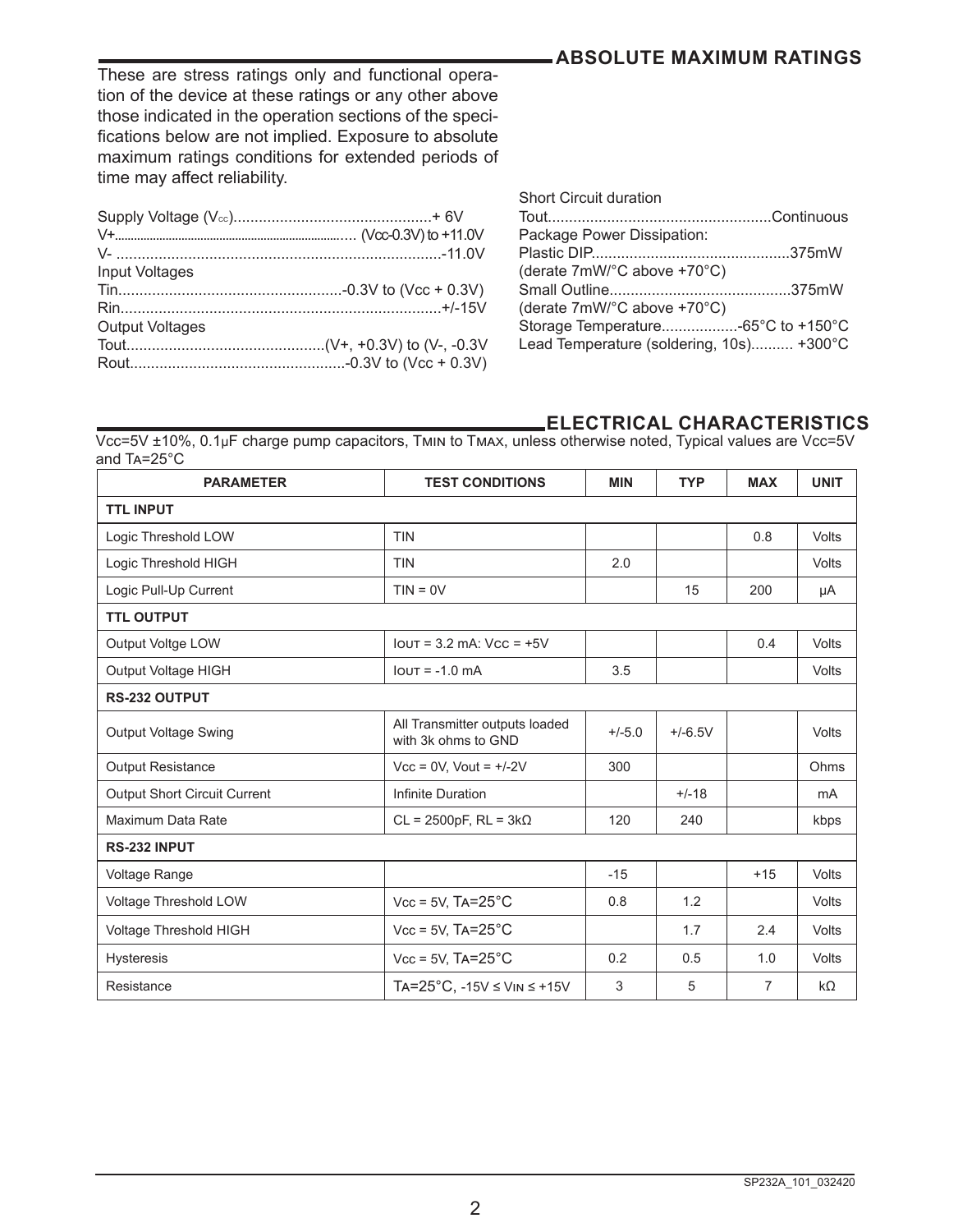## ABSOLUTE MAXIMUM RATINGS

These are stress ratings only and functional operation of the device at these ratings or any other above those indicated in the operation sections of the specifications below are not implied. Exposure to absolute maximum ratings conditions for extended periods of time may affect reliability.

Supply Voltage ($V_{CC}$)..............................................+ 6V
V+.................................................................... ($V_{CC}$-0.3V) to +11.0V
V- ..............................................................................-11.0V
Input Voltages
Tin.....................................................-0.3V to (Vcc + 0.3V)
Rin...........................................................................+/-15V
Output Voltages
Tout...............................................(V+, +0.3V) to (V-, -0.3V
Rout...................................................-0.3V to (Vcc + 0.3V)

Short Circuit duration
Tout....................................................Continuous
Package Power Dissipation:
Plastic DIP..............................................375mW
(derate 7mW/°C above +70°C)
Small Outline...........................................375mW
(derate 7mW/°C above +70°C)
Storage Temperature..................-65°C to +150°C
Lead Temperature (soldering, 10s).......... +300°C

## ELECTRICAL CHARACTERISTICS

Vcc=5V ±10%, 0.1µF charge pump capacitors, $T_{MIN}$ to $T_{MAX}$, unless otherwise noted, Typical values are Vcc=5V and $T_A$=25°C

| PARAMETER | TEST CONDITIONS | MIN | TYP | MAX | UNIT |
|---|---|---|---|---|---|
| **TTL INPUT** | | | | | |
| Logic Threshold LOW | TIN | | | 0.8 | Volts |
| Logic Threshold HIGH | TIN | 2.0 | | | Volts |
| Logic Pull-Up Current | TIN = 0V | | 15 | 200 | µA |
| **TTL OUTPUT** | | | | | |
| Output Voltge LOW | $I_{OUT}$ = 3.2 mA: Vcc = +5V | | | 0.4 | Volts |
| Output Voltage HIGH | $I_{OUT}$ = -1.0 mA | 3.5 | | | Volts |
| **RS-232 OUTPUT** | | | | | |
| Output Voltage Swing | All Transmitter outputs loaded with 3k ohms to GND | +/-5.0 | +/-6.5V | | Volts |
| Output Resistance | Vcc = 0V, Vout = +/-2V | 300 | | | Ohms |
| Output Short Circuit Current | Infinite Duration | | +/-18 | | mA |
| Maximum Data Rate | CL = 2500pF, RL = 3kΩ | 120 | 240 | | kbps |
| **RS-232 INPUT** | | | | | |
| Voltage Range | | -15 | | +15 | Volts |
| Voltage Threshold LOW | Vcc = 5V, $T_A$=25°C | 0.8 | 1.2 | | Volts |
| Voltage Threshold HIGH | Vcc = 5V, $T_A$=25°C | | 1.7 | 2.4 | Volts |
| Hysteresis | Vcc = 5V, $T_A$=25°C | 0.2 | 0.5 | 1.0 | Volts |
| Resistance | $T_A$=25°C, -15V ≤ $V_{IN}$ ≤ +15V | 3 | 5 | 7 | kΩ |

SP232A_101_032420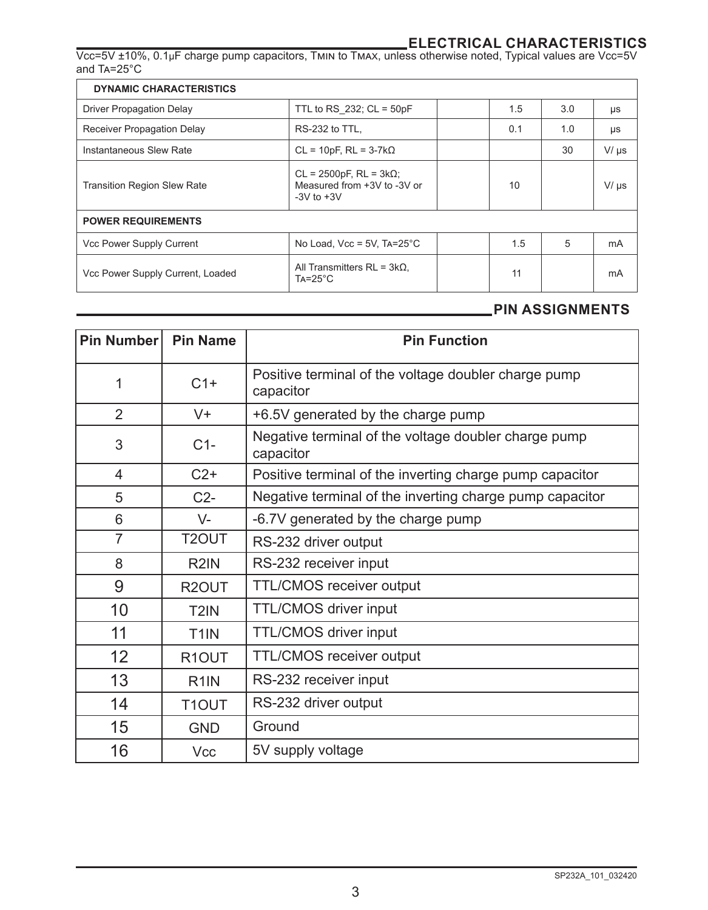## ELECTRICAL CHARACTERISTICS

Vcc=5V ±10%, 0.1µF charge pump capacitors, TMIN to TMAX, unless otherwise noted, Typical values are Vcc=5V and TA=25°C

| PARAMETER | CONDITIONS | MIN | TYP | MAX | UNITS |
|---|---|---|---|---|---|
| **DYNAMIC CHARACTERISTICS** | | | | | |
| Driver Propagation Delay | TTL to RS_232; CL = 50pF | | 1.5 | 3.0 | µs |
| Receiver Propagation Delay | RS-232 to TTL, | | 0.1 | 1.0 | µs |
| Instantaneous Slew Rate | CL = 10pF, RL = 3-7kΩ | | | 30 | V/ µs |
| Transition Region Slew Rate | CL = 2500pF, RL = 3kΩ; Measured from +3V to -3V or -3V to +3V | | 10 | | V/ µs |
| **POWER REQUIREMENTS** | | | | | |
| Vcc Power Supply Current | No Load, Vcc = 5V, TA=25°C | | 1.5 | 5 | mA |
| Vcc Power Supply Current, Loaded | All Transmitters RL = 3kΩ, TA=25°C | | 11 | | mA |

## PIN ASSIGNMENTS

| Pin Number | Pin Name | Pin Function |
|---|---|---|
| 1 | C1+ | Positive terminal of the voltage doubler charge pump capacitor |
| 2 | V+ | +6.5V generated by the charge pump |
| 3 | C1- | Negative terminal of the voltage doubler charge pump capacitor |
| 4 | C2+ | Positive terminal of the inverting charge pump capacitor |
| 5 | C2- | Negative terminal of the inverting charge pump capacitor |
| 6 | V- | -6.7V generated by the charge pump |
| 7 | T2OUT | RS-232 driver output |
| 8 | R2IN | RS-232 receiver input |
| 9 | R2OUT | TTL/CMOS receiver output |
| 10 | T2IN | TTL/CMOS driver input |
| 11 | T1IN | TTL/CMOS driver input |
| 12 | R1OUT | TTL/CMOS receiver output |
| 13 | R1IN | RS-232 receiver input |
| 14 | T1OUT | RS-232 driver output |
| 15 | GND | Ground |
| 16 | Vcc | 5V supply voltage |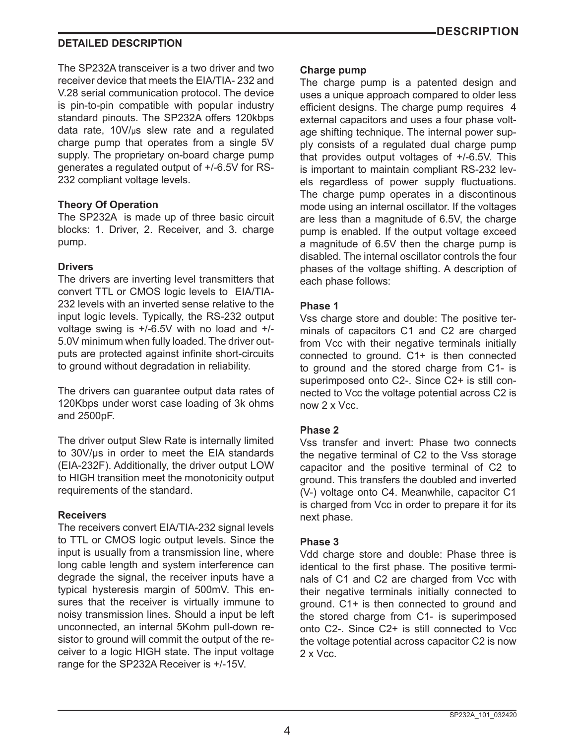## DETAILED DESCRIPTION

The SP232A transceiver is a two driver and two receiver device that meets the EIA/TIA- 232 and V.28 serial communication protocol. The device is pin-to-pin compatible with popular industry standard pinouts. The SP232A offers 120kbps data rate, 10V/μs slew rate and a regulated charge pump that operates from a single 5V supply. The proprietary on-board charge pump generates a regulated output of +/-6.5V for RS-232 compliant voltage levels.

### Theory Of Operation

The SP232A is made up of three basic circuit blocks: 1. Driver, 2. Receiver, and 3. charge pump.

### Drivers

The drivers are inverting level transmitters that convert TTL or CMOS logic levels to EIA/TIA-232 levels with an inverted sense relative to the input logic levels. Typically, the RS-232 output voltage swing is +/-6.5V with no load and +/-5.0V minimum when fully loaded. The driver outputs are protected against infinite short-circuits to ground without degradation in reliability.

The drivers can guarantee output data rates of 120Kbps under worst case loading of 3k ohms and 2500pF.

The driver output Slew Rate is internally limited to 30V/μs in order to meet the EIA standards (EIA-232F). Additionally, the driver output LOW to HIGH transition meet the monotonicity output requirements of the standard.

### Receivers

The receivers convert EIA/TIA-232 signal levels to TTL or CMOS logic output levels. Since the input is usually from a transmission line, where long cable length and system interference can degrade the signal, the receiver inputs have a typical hysteresis margin of 500mV. This ensures that the receiver is virtually immune to noisy transmission lines. Should a input be left unconnected, an internal 5Kohm pull-down resistor to ground will commit the output of the receiver to a logic HIGH state. The input voltage range for the SP232A Receiver is +/-15V.

### Charge pump

The charge pump is a patented design and uses a unique approach compared to older less efficient designs. The charge pump requires 4 external capacitors and uses a four phase voltage shifting technique. The internal power supply consists of a regulated dual charge pump that provides output voltages of +/-6.5V. This is important to maintain compliant RS-232 levels regardless of power supply fluctuations. The charge pump operates in a discontinous mode using an internal oscillator. If the voltages are less than a magnitude of 6.5V, the charge pump is enabled. If the output voltage exceed a magnitude of 6.5V then the charge pump is disabled. The internal oscillator controls the four phases of the voltage shifting. A description of each phase follows:

### Phase 1

Vss charge store and double: The positive terminals of capacitors C1 and C2 are charged from Vcc with their negative terminals initially connected to ground. C1+ is then connected to ground and the stored charge from C1- is superimposed onto C2-. Since C2+ is still connected to Vcc the voltage potential across C2 is now 2 x Vcc.

### Phase 2

Vss transfer and invert: Phase two connects the negative terminal of C2 to the Vss storage capacitor and the positive terminal of C2 to ground. This transfers the doubled and inverted (V-) voltage onto C4. Meanwhile, capacitor C1 is charged from Vcc in order to prepare it for its next phase.

### Phase 3

Vdd charge store and double: Phase three is identical to the first phase. The positive terminals of C1 and C2 are charged from Vcc with their negative terminals initially connected to ground. C1+ is then connected to ground and the stored charge from C1- is superimposed onto C2-. Since C2+ is still connected to Vcc the voltage potential across capacitor C2 is now 2 x Vcc.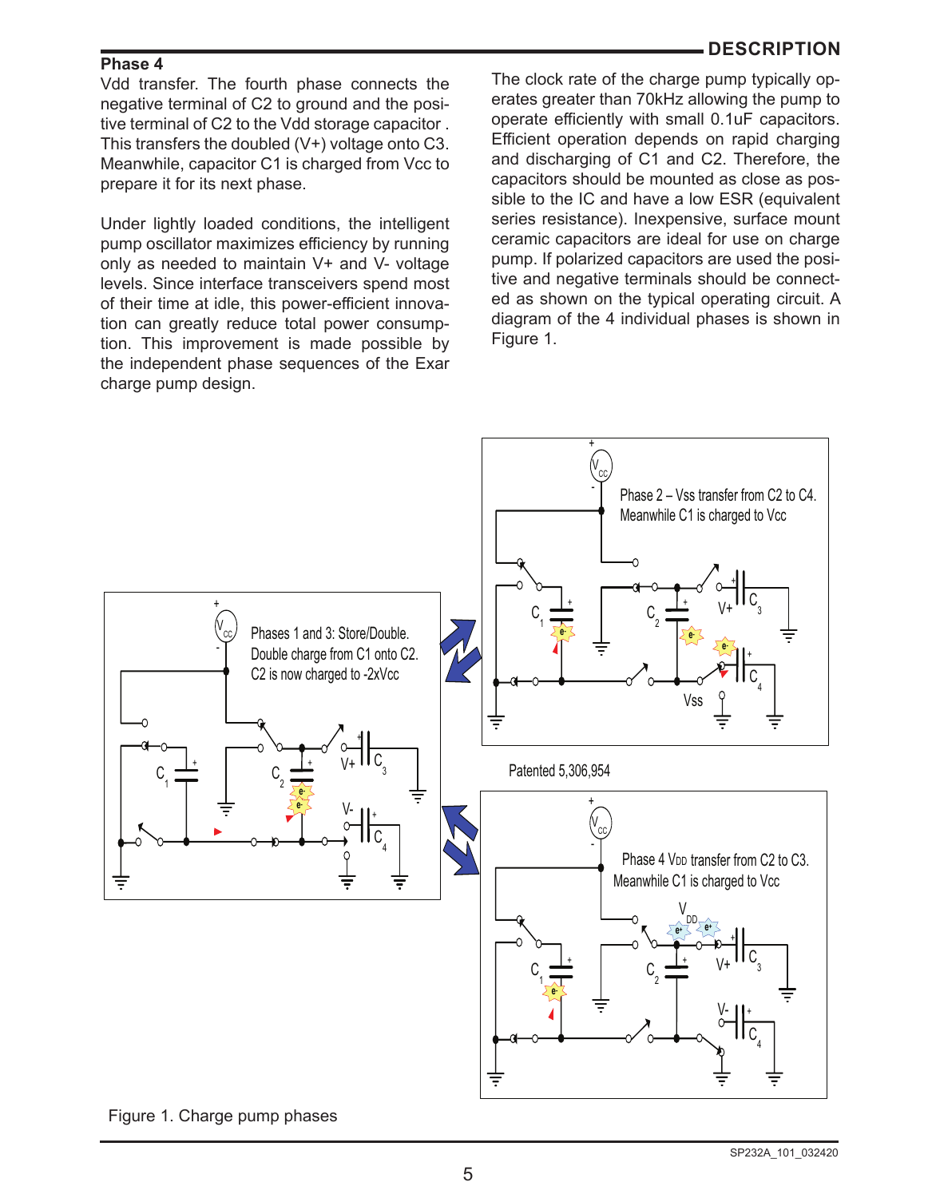### Phase 4

Vdd transfer. The fourth phase connects the negative terminal of C2 to ground and the positive terminal of C2 to the Vdd storage capacitor . This transfers the doubled (V+) voltage onto C3. Meanwhile, capacitor C1 is charged from Vcc to prepare it for its next phase.

Under lightly loaded conditions, the intelligent pump oscillator maximizes efficiency by running only as needed to maintain V+ and V- voltage levels. Since interface transceivers spend most of their time at idle, this power-efficient innovation can greatly reduce total power consumption. This improvement is made possible by the independent phase sequences of the Exar charge pump design.

The clock rate of the charge pump typically operates greater than 70kHz allowing the pump to operate efficiently with small 0.1uF capacitors. Efficient operation depends on rapid charging and discharging of C1 and C2. Therefore, the capacitors should be mounted as close as possible to the IC and have a low ESR (equivalent series resistance). Inexpensive, surface mount ceramic capacitors are ideal for use on charge pump. If polarized capacitors are used the positive and negative terminals should be connected as shown on the typical operating circuit. A diagram of the 4 individual phases is shown in Figure 1.

Phases 1 and 3: Store/Double. Double charge from C1 onto C2. C2 is now charged to -2xVcc

Phase 2 – Vss transfer from C2 to C4. Meanwhile C1 is charged to Vcc

Patented 5,306,954

Phase 4 $V_{DD}$ transfer from C2 to C3. Meanwhile C1 is charged to Vcc

Figure 1. Charge pump phases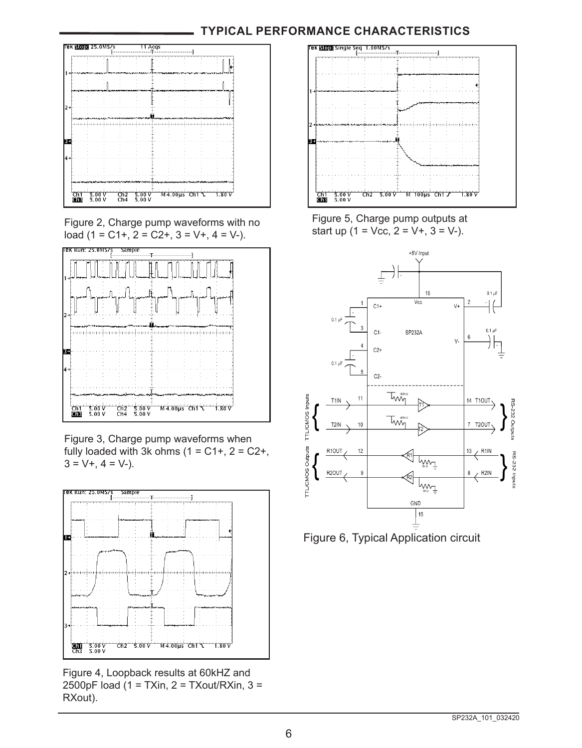## TYPICAL PERFORMANCE CHARACTERISTICS

Figure 2, Charge pump waveforms with no load (1 = C1+, 2 = C2+, 3 = V+, 4 = V-).

Figure 3, Charge pump waveforms when fully loaded with 3k ohms (1 = C1+, 2 = C2+, 3 = V+, 4 = V-).

Figure 4, Loopback results at 60kHZ and 2500pF load (1 = TXin, 2 = TXout/RXin, 3 = RXout).

Figure 5, Charge pump outputs at start up (1 = Vcc, 2 = V+, 3 = V-).

Figure 6, Typical Application circuit

SP232A_101_032420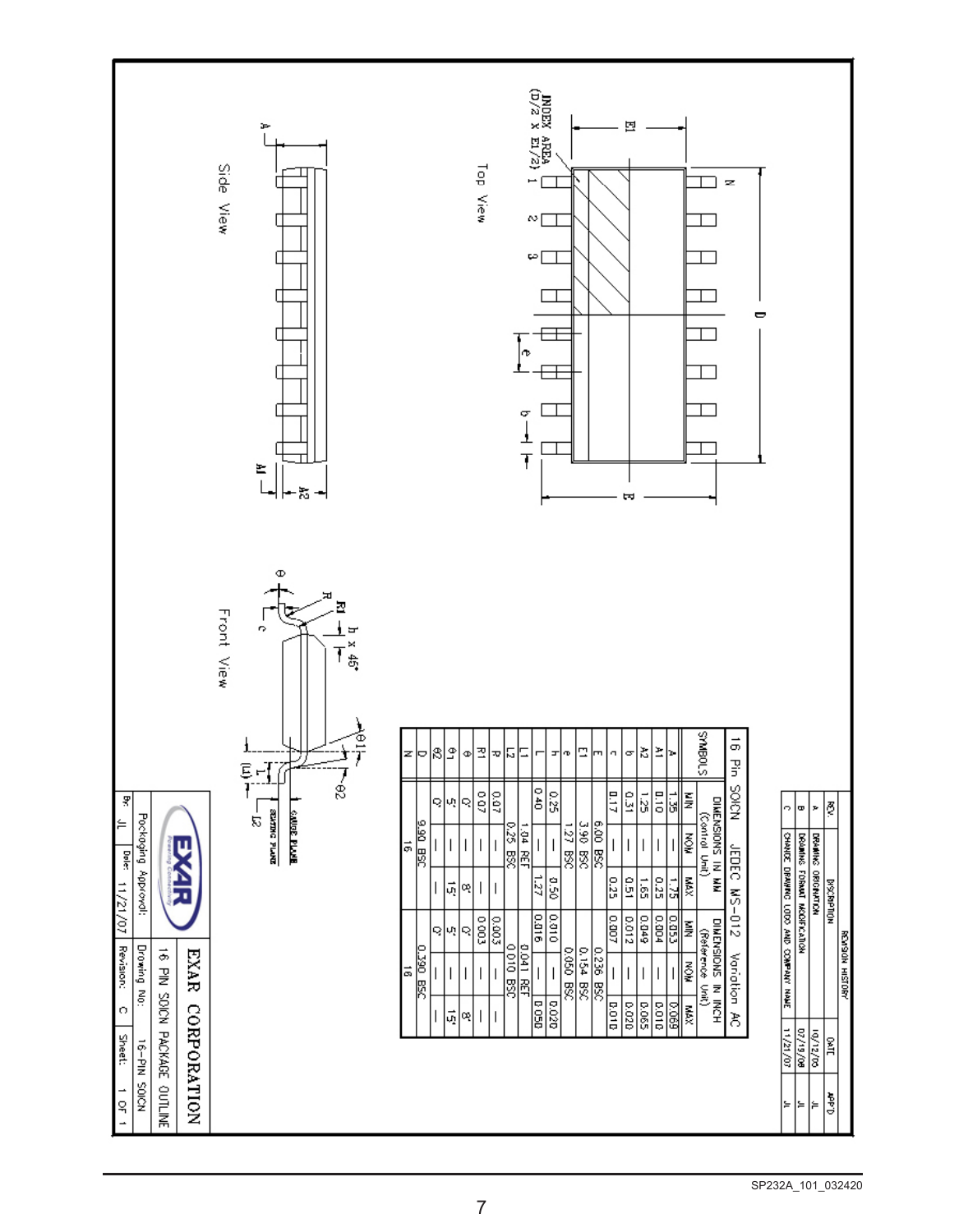# 16 Pin SOICN JEDEC MS-012 Variation AC

| SYMBOLS | DIMENSIONS IN MM (Control Unit) | | | DIMENSIONS IN INCH (Reference Unit) | | |
|---|---|---|---|---|---|---|
| | MIN | NOM | MAX | MIN | NOM | MAX |
| A | 1.35 | — | 1.75 | 0.053 | — | 0.069 |
| A1 | 0.10 | — | 0.25 | 0.004 | — | 0.010 |
| A2 | 1.25 | — | 1.65 | 0.049 | — | 0.065 |
| b | 0.31 | — | 0.51 | 0.012 | — | 0.020 |
| c | 0.17 | — | 0.25 | 0.007 | — | 0.010 |
| E | | 6.00 BSC | | | 0.236 BSC | |
| E1 | | 3.90 BSC | | | 0.154 BSC | |
| e | | 1.27 BSC | | | 0.050 BSC | |
| h | 0.25 | — | 0.50 | 0.010 | — | 0.020 |
| L | 0.40 | — | 1.27 | 0.016 | — | 0.050 |
| L1 | | 1.04 REF | | | 0.041 REF | |
| L2 | | 0.25 BSC | | | 0.010 BSC | |
| R | 0.07 | — | — | 0.003 | — | — |
| R1 | 0.07 | — | — | 0.003 | — | — |
| θ | 0° | — | 8° | 0° | — | 8° |
| θ1 | 5° | — | 15° | 5° | — | 15° |
| θ2 | 0° | — | — | 0° | — | — |
| D | | 9.90 BSC | | | 0.390 BSC | |
| N | | 16 | | | 16 | |

Top View

Side View

Front View

INDEX AREA (D/2 x E1/2)

GAUGE PLANE

SEATING PLANE

**REVISION HISTORY**

| REV. | DESCRIPTION | DATE | APP'D |
|---|---|---|---|
| A | DRAWING ORIGINATION | 10/12/05 | JL |
| B | DRAWING FORMAT MODIFICATION | 07/19/06 | JL |
| C | CHANGE DRAWING LOGO AND COMPANY NAME | 11/21/07 | JL |

**EXAR CORPORATION**

16 PIN SOICN PACKAGE OUTLINE

| Packaging Approval: | Drawing No: 16-PIN SOICN |
|---|---|
| By: JL Date: 11/21/07 | Revision: C Sheet: 1 OF 1 |

SP232A_101_032420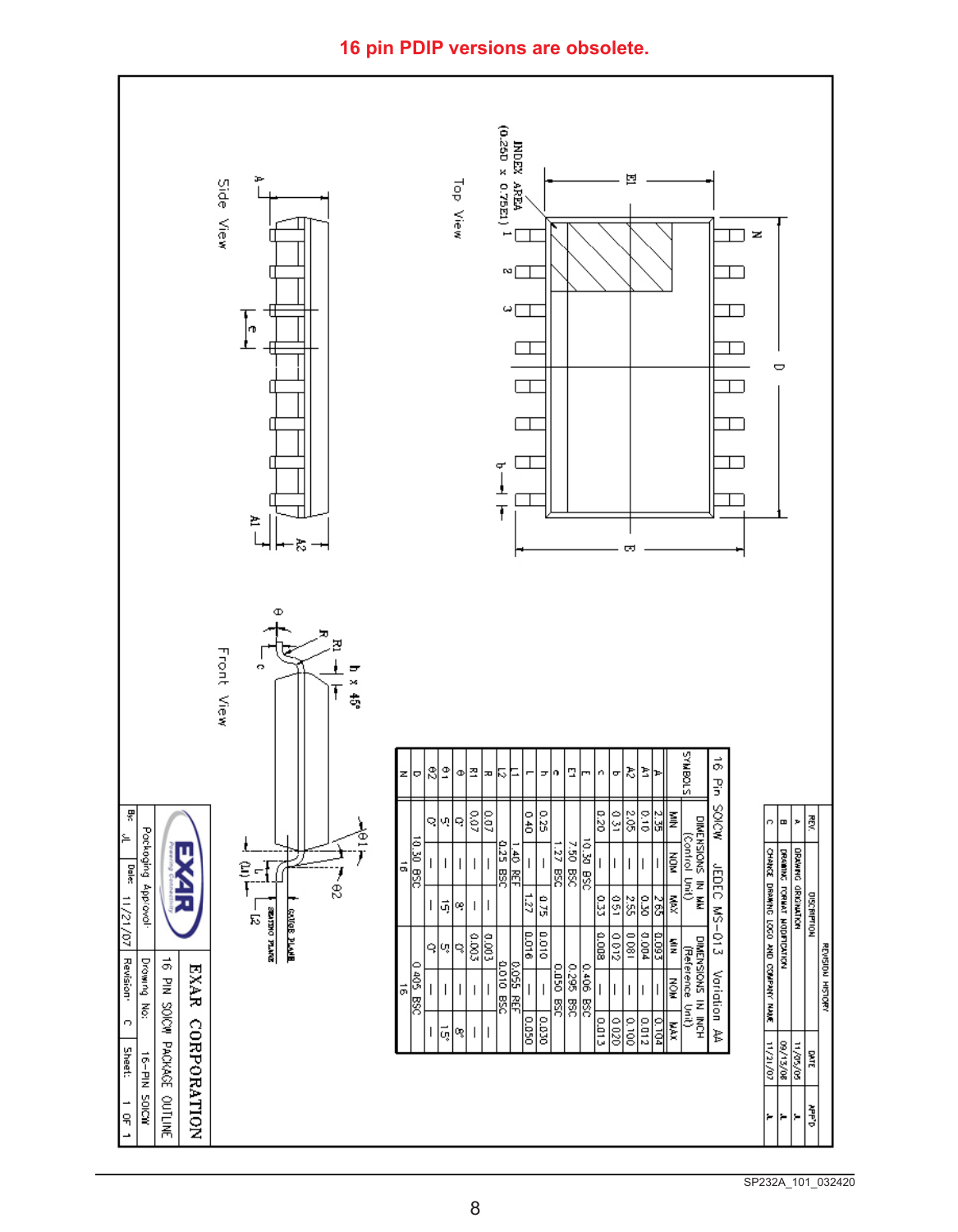**16 pin PDIP versions are obsolete.**

Top View

Side View

Front View

INDEX AREA (0.25D x 0.75E1)

| REVISION HISTORY | | | |
|---|---|---|---|
| REV. | DESCRIPTION | DATE | APP'D |
| A | DRAWING ORIGINATION | 11/05/05 | JL |
| B | DRAWING FORMAT MODIFICATION | 09/13/06 | JL |
| C | CHANGE DRAWING LOGO AND COMPANY NAME | 11/21/07 | JL |

16 Pin SOICW JEDEC MS-013 Variation AA

| SYMBOLS | DIMENSIONS IN MM (Control Unit) | | | DIMENSIONS IN INCH (Reference Unit) | | |
|---|---|---|---|---|---|---|
| | MIN | NOM | MAX | MIN | NOM | MAX |
| A | 2.35 | — | 2.65 | 0.093 | — | 0.104 |
| A1 | 0.10 | — | 0.30 | 0.004 | — | 0.012 |
| A2 | 2.05 | — | 2.55 | 0.081 | — | 0.100 |
| b | 0.31 | — | 0.51 | 0.012 | — | 0.020 |
| c | 0.20 | — | 0.33 | 0.008 | — | 0.013 |
| E | 10.30 BSC | | | 0.406 BSC | | |
| E1 | 7.50 BSC | | | 0.295 BSC | | |
| e | 1.27 BSC | | | 0.050 BSC | | |
| h | 0.25 | — | 0.75 | 0.010 | — | 0.030 |
| L | 0.40 | — | 1.27 | 0.016 | — | 0.050 |
| L1 | 1.40 REF | | | 0.055 REF | | |
| L2 | 0.25 BSC | | | 0.010 BSC | | |
| R | 0.07 | — | — | 0.003 | — | — |
| R1 | 0.07 | — | — | 0.003 | — | — |
| θ | 0° | — | 8° | 0° | — | 8° |
| θ1 | 5° | — | 15° | 5° | — | 15° |
| θ2 | 0° | — | — | 0° | — | — |
| D | 10.30 BSC | | | 0.405 BSC | | |
| N | 16 | | | 16 | | |

EXAR CORPORATION

16 PIN SOICW PACKAGE OUTLINE

| Packaging Approval: | Drawing No: 16-PIN SOICW |
|---|---|
| By: JL Date: 11/21/07 | Revision: C Sheet: 1 OF 1 |

SP232A_101_032420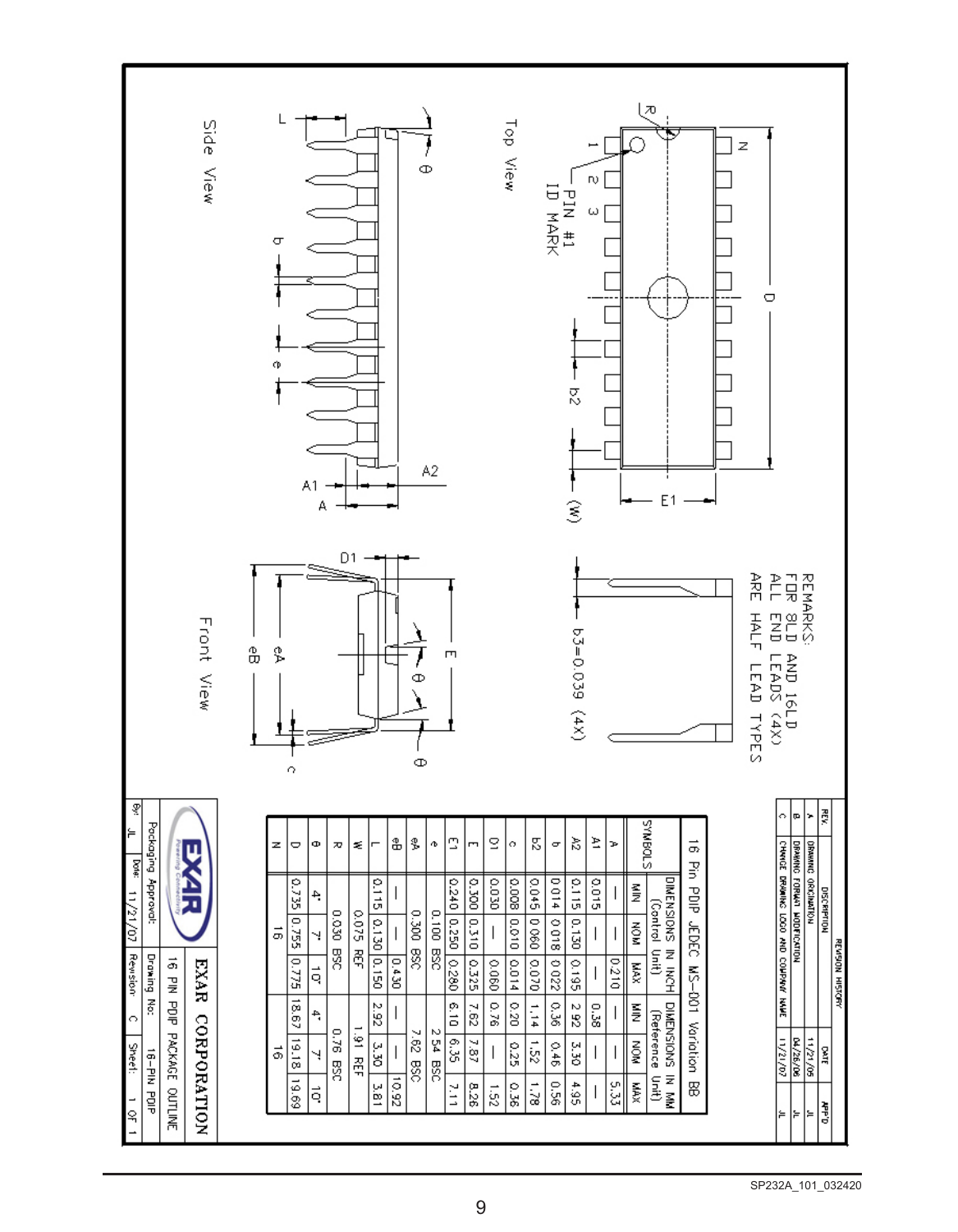REMARKS:
FOR 8LD AND 16LD
ALL END LEADS (4X)
ARE HALF LEAD TYPES

b3=0.039 (4X)

Top View

Side View

Front View

| REVISION HISTORY | | | |
|---|---|---|---|
| REV. | DESCRIPTION | DATE | APP'D |
| A | DRAWING ORIGINATION | 11/21/05 | JL |
| B | DRAWING FORMAT MODIFICATION | 04/26/06 | JL |
| C | CHANGE DRAWING LOGO AND COMPANY NAME | 11/21/07 | JL |

**16 Pin PDIP JEDEC MS-001 Variation BB**

| SYMBOLS | DIMENSIONS IN INCH (Control Unit) | | | DIMENSIONS IN MM (Reference Unit) | | |
|---|---|---|---|---|---|---|
| | MIN | NOM | MAX | MIN | NOM | MAX |
| A | — | — | 0.210 | — | — | 5.33 |
| A1 | 0.015 | — | — | 0.38 | — | — |
| A2 | 0.115 | 0.130 | 0.195 | 2.92 | 3.30 | 4.95 |
| b | 0.014 | 0.018 | 0.022 | 0.36 | 0.46 | 0.56 |
| b2 | 0.045 | 0.060 | 0.070 | 1.14 | 1.52 | 1.78 |
| c | 0.008 | 0.010 | 0.014 | 0.20 | 0.25 | 0.36 |
| D1 | 0.030 | — | 0.060 | 0.76 | — | 1.52 |
| E | 0.300 | 0.310 | 0.325 | 7.62 | 7.87 | 8.26 |
| E1 | 0.240 | 0.250 | 0.280 | 6.10 | 6.35 | 7.11 |
| e | 0.100 BSC | | | 2.54 BSC | | |
| eA | 0.300 BSC | | | 7.62 BSC | | |
| eB | — | — | 0.430 | — | — | 10.92 |
| L | 0.115 | 0.130 | 0.150 | 2.92 | 3.30 | 3.81 |
| W | 0.075 REF | | | 1.91 REF | | |
| R | 0.030 BSC | | | 0.76 BSC | | |
| θ | 4° | 7° | 10° | 4° | 7° | 10° |
| D | 0.735 | 0.755 | 0.775 | 18.67 | 19.18 | 19.69 |
| N | 16 | | | 16 | | |

| EXAR CORPORATION | | | |
|---|---|---|---|
| 16 PIN PDIP PACKAGE OUTLINE | | | |
| Packaging Approval: | | Drawing No: | 16-PIN PDIP |
| By: JL | Date: 11/21/07 | Revision: C | Sheet: 1 OF 1 |

SP232A_101_032420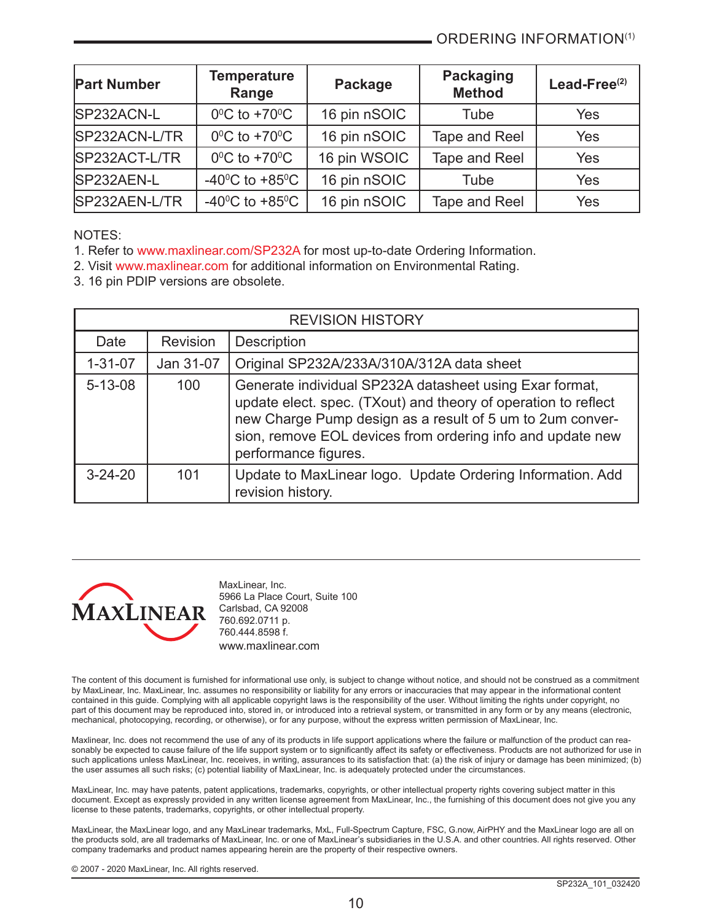## ORDERING INFORMATION(1)

| Part Number | Temperature Range | Package | Packaging Method | Lead-Free(2) |
|---|---|---|---|---|
| SP232ACN-L | 0°C to +70°C | 16 pin nSOIC | Tube | Yes |
| SP232ACN-L/TR | 0°C to +70°C | 16 pin nSOIC | Tape and Reel | Yes |
| SP232ACT-L/TR | 0°C to +70°C | 16 pin WSOIC | Tape and Reel | Yes |
| SP232AEN-L | -40°C to +85°C | 16 pin nSOIC | Tube | Yes |
| SP232AEN-L/TR | -40°C to +85°C | 16 pin nSOIC | Tape and Reel | Yes |

NOTES:

1. Refer to www.maxlinear.com/SP232A for most up-to-date Ordering Information.
2. Visit www.maxlinear.com for additional information on Environmental Rating.
3. 16 pin PDIP versions are obsolete.

## REVISION HISTORY

| Date | Revision | Description |
|---|---|---|
| 1-31-07 | Jan 31-07 | Original SP232A/233A/310A/312A data sheet |
| 5-13-08 | 100 | Generate individual SP232A datasheet using Exar format, update elect. spec. (TXout) and theory of operation to reflect new Charge Pump design as a result of 5 um to 2um conversion, remove EOL devices from ordering info and update new performance figures. |
| 3-24-20 | 101 | Update to MaxLinear logo. Update Ordering Information. Add revision history. |

MAXLINEAR

MaxLinear, Inc.
5966 La Place Court, Suite 100
Carlsbad, CA 92008
760.692.0711 p.
760.444.8598 f.
www.maxlinear.com

The content of this document is furnished for informational use only, is subject to change without notice, and should not be construed as a commitment by MaxLinear, Inc. MaxLinear, Inc. assumes no responsibility or liability for any errors or inaccuracies that may appear in the informational content contained in this guide. Complying with all applicable copyright laws is the responsibility of the user. Without limiting the rights under copyright, no part of this document may be reproduced into, stored in, or introduced into a retrieval system, or transmitted in any form or by any means (electronic, mechanical, photocopying, recording, or otherwise), or for any purpose, without the express written permission of MaxLinear, Inc.

Maxlinear, Inc. does not recommend the use of any of its products in life support applications where the failure or malfunction of the product can reasonably be expected to cause failure of the life support system or to significantly affect its safety or effectiveness. Products are not authorized for use in such applications unless MaxLinear, Inc. receives, in writing, assurances to its satisfaction that: (a) the risk of injury or damage has been minimized; (b) the user assumes all such risks; (c) potential liability of MaxLinear, Inc. is adequately protected under the circumstances.

MaxLinear, Inc. may have patents, patent applications, trademarks, copyrights, or other intellectual property rights covering subject matter in this document. Except as expressly provided in any written license agreement from MaxLinear, Inc., the furnishing of this document does not give you any license to these patents, trademarks, copyrights, or other intellectual property.

MaxLinear, the MaxLinear logo, and any MaxLinear trademarks, MxL, Full-Spectrum Capture, FSC, G.now, AirPHY and the MaxLinear logo are all on the products sold, are all trademarks of MaxLinear, Inc. or one of MaxLinear's subsidiaries in the U.S.A. and other countries. All rights reserved. Other company trademarks and product names appearing herein are the property of their respective owners.

© 2007 - 2020 MaxLinear, Inc. All rights reserved.

SP232A_101_032420